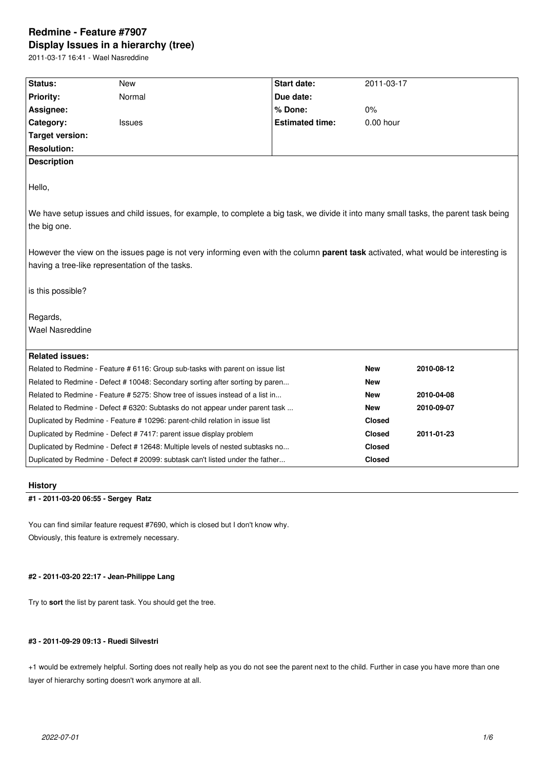# Redmine - Feature #7907
## Display Issues in a hierarchy (tree)

2011-03-17 16:41 - Wael Nasreddine

| | | | |
|---|---|---|---|
| **Status:** | New | **Start date:** | 2011-03-17 |
| **Priority:** | Normal | **Due date:** | |
| **Assignee:** | | **% Done:** | 0% |
| **Category:** | Issues | **Estimated time:** | 0.00 hour |
| **Target version:** | | | |
| **Resolution:** | | | |

**Description**

Hello,

We have setup issues and child issues, for example, to complete a big task, we divide it into many small tasks, the parent task being the big one.

However the view on the issues page is not very informing even with the column **parent task** activated, what would be interesting is having a tree-like representation of the tasks.

is this possible?

Regards,
Wael Nasreddine

**Related issues:**

| | | |
|---|---|---|
| Related to Redmine - Feature # 6116: Group sub-tasks with parent on issue list | **New** | **2010-08-12** |
| Related to Redmine - Defect # 10048: Secondary sorting after sorting by paren... | **New** | |
| Related to Redmine - Feature # 5275: Show tree of issues instead of a list in... | **New** | **2010-04-08** |
| Related to Redmine - Defect # 6320: Subtasks do not appear under parent task ... | **New** | **2010-09-07** |
| Duplicated by Redmine - Feature # 10296: parent-child relation in issue list | **Closed** | |
| Duplicated by Redmine - Defect # 7417: parent issue display problem | **Closed** | **2011-01-23** |
| Duplicated by Redmine - Defect # 12648: Multiple levels of nested subtasks no... | **Closed** | |
| Duplicated by Redmine - Defect # 20099: subtask can't listed under the father... | **Closed** | |

### History

#### #1 - 2011-03-20 06:55 - Sergey Ratz

You can find similar feature request #7690, which is closed but I don't know why.
Obviously, this feature is extremely necessary.

#### #2 - 2011-03-20 22:17 - Jean-Philippe Lang

Try to **sort** the list by parent task. You should get the tree.

#### #3 - 2011-09-29 09:13 - Ruedi Silvestri

+1 would be extremely helpful. Sorting does not really help as you do not see the parent next to the child. Further in case you have more than one layer of hierarchy sorting doesn't work anymore at all.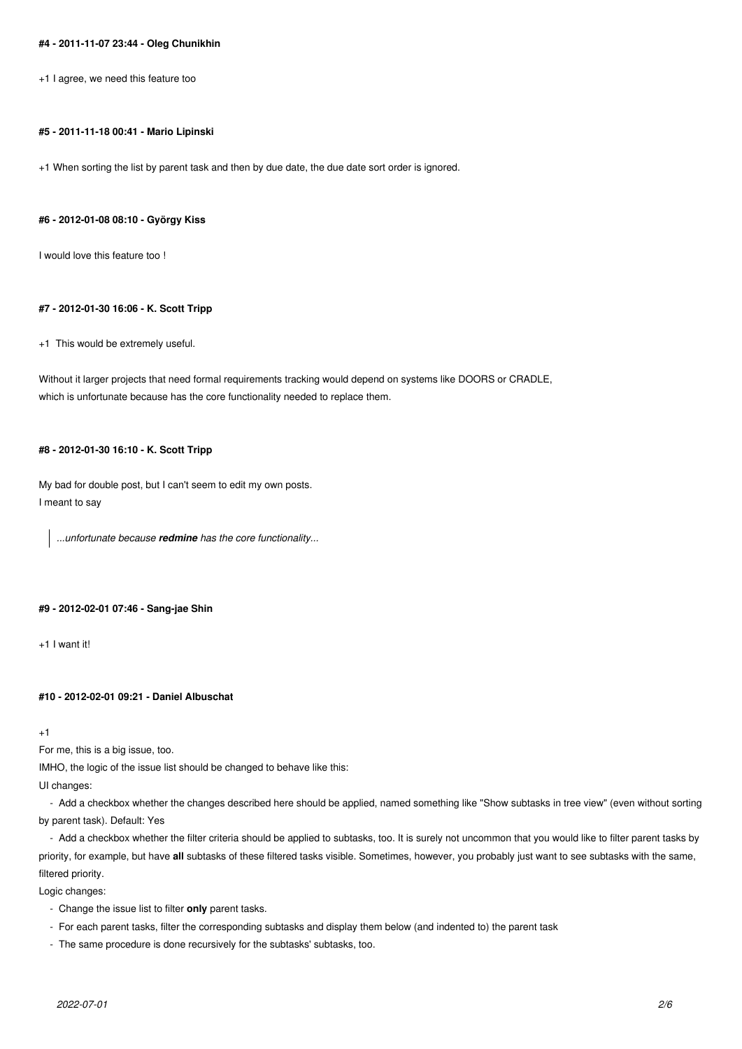#### #4 - 2011-11-07 23:44 - Oleg Chunikhin

+1 I agree, we need this feature too

#### #5 - 2011-11-18 00:41 - Mario Lipinski

+1 When sorting the list by parent task and then by due date, the due date sort order is ignored.

#### #6 - 2012-01-08 08:10 - György Kiss

I would love this feature too !

#### #7 - 2012-01-30 16:06 - K. Scott Tripp

+1 This would be extremely useful.

Without it larger projects that need formal requirements tracking would depend on systems like DOORS or CRADLE,
which is unfortunate because has the core functionality needed to replace them.

#### #8 - 2012-01-30 16:10 - K. Scott Tripp

My bad for double post, but I can't seem to edit my own posts.
I meant to say

> *...unfortunate because **redmine** has the core functionality...*

#### #9 - 2012-02-01 07:46 - Sang-jae Shin

+1 I want it!

#### #10 - 2012-02-01 09:21 - Daniel Albuschat

+1
For me, this is a big issue, too.
IMHO, the logic of the issue list should be changed to behave like this:
UI changes:

- Add a checkbox whether the changes described here should be applied, named something like "Show subtasks in tree view" (even without sorting by parent task). Default: Yes
- Add a checkbox whether the filter criteria should be applied to subtasks, too. It is surely not uncommon that you would like to filter parent tasks by priority, for example, but have **all** subtasks of these filtered tasks visible. Sometimes, however, you probably just want to see subtasks with the same, filtered priority.

Logic changes:

- Change the issue list to filter **only** parent tasks.
- For each parent tasks, filter the corresponding subtasks and display them below (and indented to) the parent task
- The same procedure is done recursively for the subtasks' subtasks, too.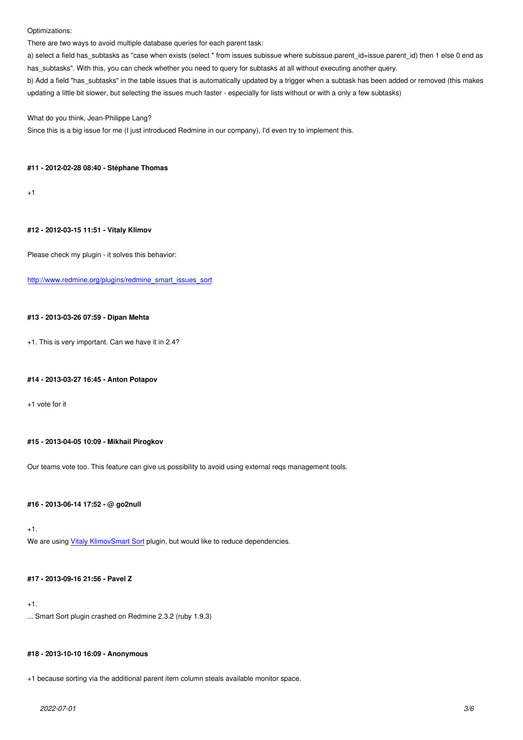Optimizations:

There are two ways to avoid multiple database queries for each parent task:

a) select a field has_subtasks as "case when exists (select * from issues subissue where subissue.parent_id=issue.parent_id) then 1 else 0 end as has_subtasks". With this, you can check whether you need to query for subtasks at all without executing another query.

b) Add a field "has_subtasks" in the table issues that is automatically updated by a trigger when a subtask has been added or removed (this makes updating a little bit slower, but selecting the issues much faster - especially for lists without or with a only a few subtasks)

What do you think, Jean-Philippe Lang?

Since this is a big issue for me (I just introduced Redmine in our company), I'd even try to implement this.

#### #11 - 2012-02-28 08:40 - Stéphane Thomas

+1

#### #12 - 2012-03-15 11:51 - Vitaly Klimov

Please check my plugin - it solves this behavior:

[http://www.redmine.org/plugins/redmine_smart_issues_sort](http://www.redmine.org/plugins/redmine_smart_issues_sort)

#### #13 - 2013-03-26 07:59 - Dipan Mehta

+1. This is very important. Can we have it in 2.4?

#### #14 - 2013-03-27 16:45 - Anton Potapov

+1 vote for it

#### #15 - 2013-04-05 10:09 - Mikhail Pirogkov

Our teams vote too. This feature can give us possibility to avoid using external reqs management tools.

#### #16 - 2013-06-14 17:52 - @ go2null

+1.

We are using Vitaly KlimovSmart Sort plugin, but would like to reduce dependencies.

#### #17 - 2013-09-16 21:56 - Pavel Z

+1.

... Smart Sort plugin crashed on Redmine 2.3.2 (ruby 1.9.3)

#### #18 - 2013-10-10 16:09 - Anonymous

+1 because sorting via the additional parent item column steals available monitor space.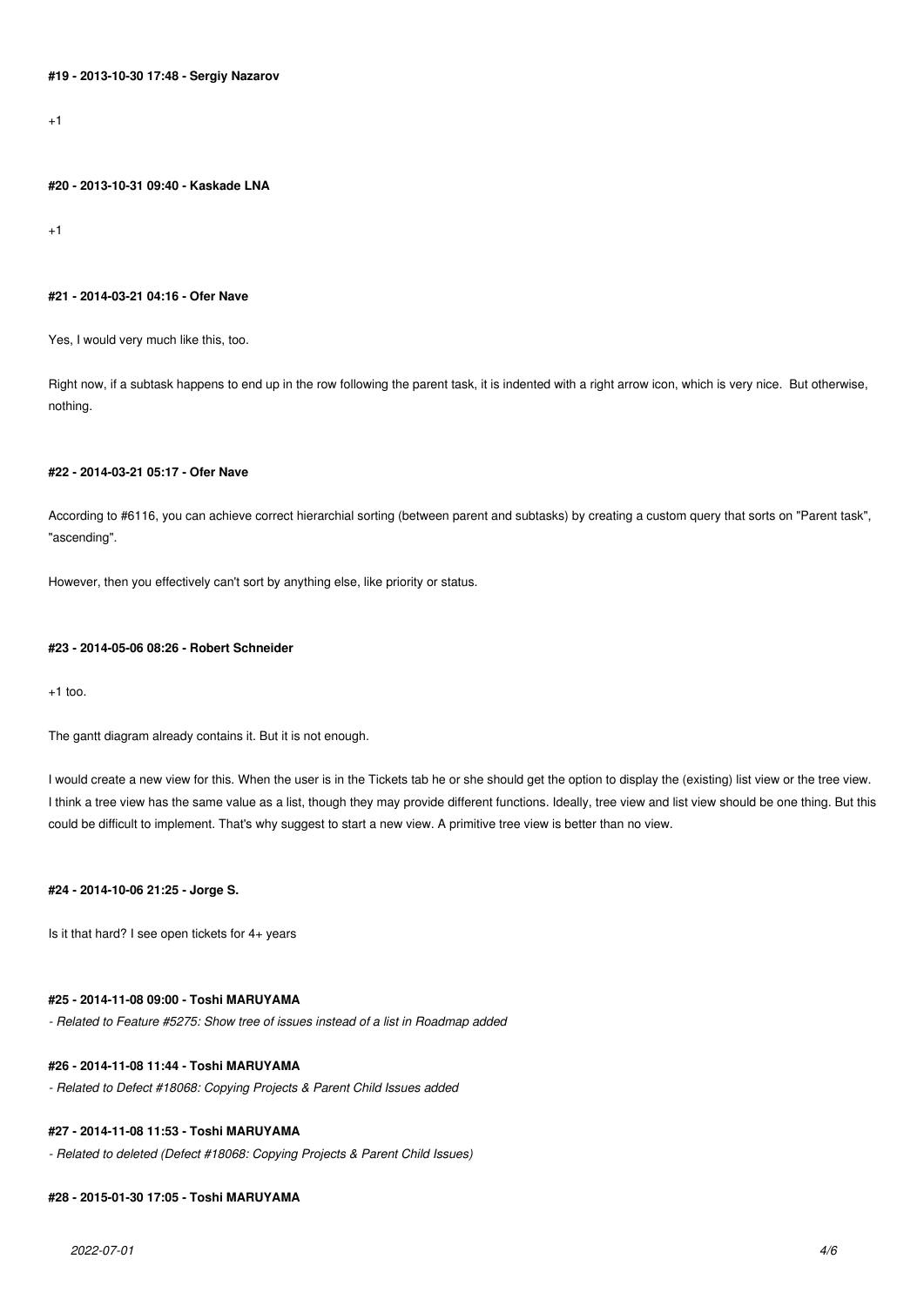#### #19 - 2013-10-30 17:48 - Sergiy Nazarov

+1

#### #20 - 2013-10-31 09:40 - Kaskade LNA

+1

#### #21 - 2014-03-21 04:16 - Ofer Nave

Yes, I would very much like this, too.

Right now, if a subtask happens to end up in the row following the parent task, it is indented with a right arrow icon, which is very nice. But otherwise, nothing.

#### #22 - 2014-03-21 05:17 - Ofer Nave

According to #6116, you can achieve correct hierarchial sorting (between parent and subtasks) by creating a custom query that sorts on "Parent task", "ascending".

However, then you effectively can't sort by anything else, like priority or status.

#### #23 - 2014-05-06 08:26 - Robert Schneider

+1 too.

The gantt diagram already contains it. But it is not enough.

I would create a new view for this. When the user is in the Tickets tab he or she should get the option to display the (existing) list view or the tree view. I think a tree view has the same value as a list, though they may provide different functions. Ideally, tree view and list view should be one thing. But this could be difficult to implement. That's why suggest to start a new view. A primitive tree view is better than no view.

#### #24 - 2014-10-06 21:25 - Jorge S.

Is it that hard? I see open tickets for 4+ years

#### #25 - 2014-11-08 09:00 - Toshi MARUYAMA

*- Related to Feature #5275: Show tree of issues instead of a list in Roadmap added*

#### #26 - 2014-11-08 11:44 - Toshi MARUYAMA

*- Related to Defect #18068: Copying Projects & Parent Child Issues added*

#### #27 - 2014-11-08 11:53 - Toshi MARUYAMA

*- Related to deleted (Defect #18068: Copying Projects & Parent Child Issues)*

#### #28 - 2015-01-30 17:05 - Toshi MARUYAMA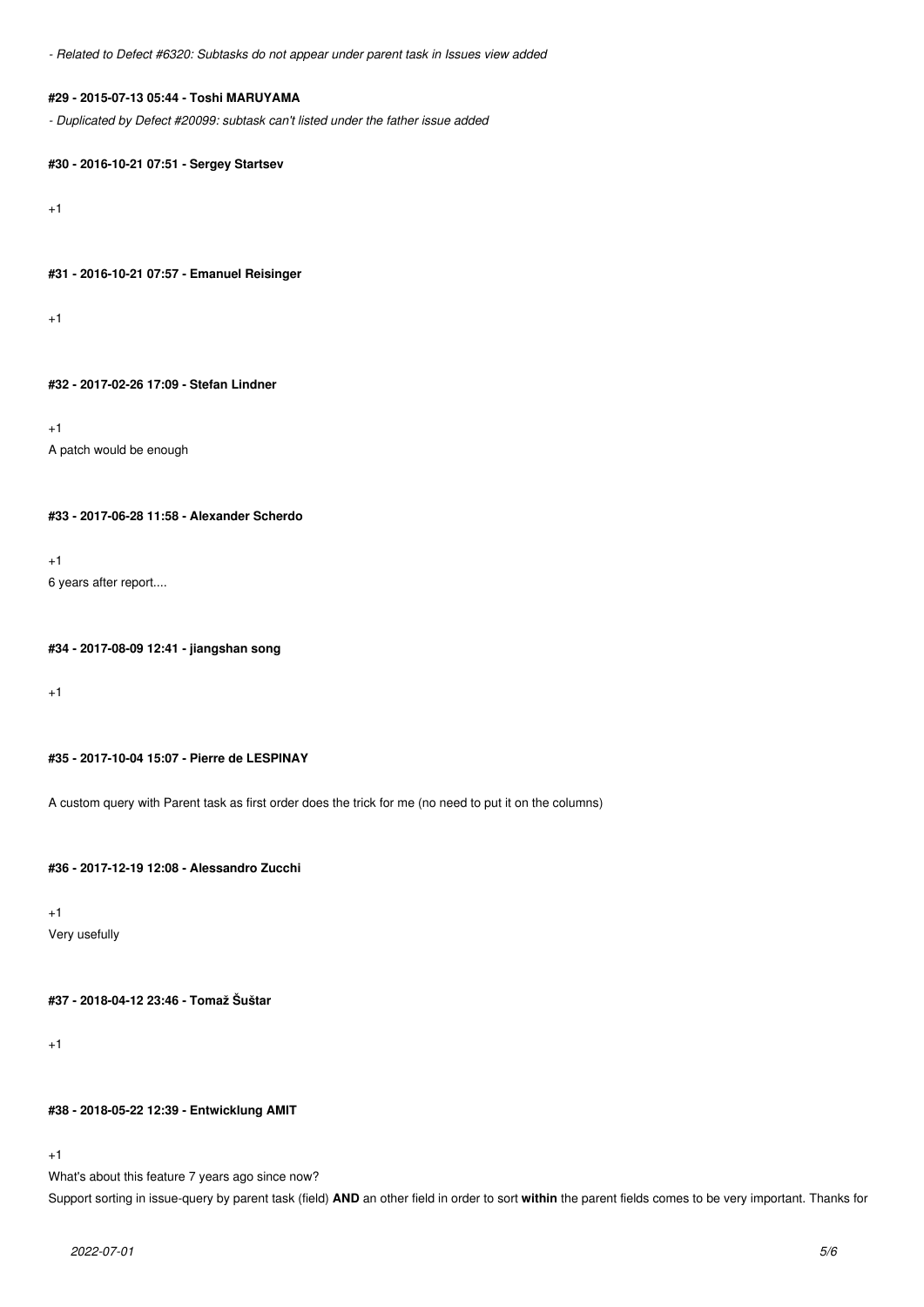*- Related to Defect #6320: Subtasks do not appear under parent task in Issues view added*

#### #29 - 2015-07-13 05:44 - Toshi MARUYAMA

*- Duplicated by Defect #20099: subtask can't listed under the father issue added*

#### #30 - 2016-10-21 07:51 - Sergey Startsev

+1

#### #31 - 2016-10-21 07:57 - Emanuel Reisinger

+1

#### #32 - 2017-02-26 17:09 - Stefan Lindner

+1
A patch would be enough

#### #33 - 2017-06-28 11:58 - Alexander Scherdo

+1
6 years after report....

#### #34 - 2017-08-09 12:41 - jiangshan song

+1

#### #35 - 2017-10-04 15:07 - Pierre de LESPINAY

A custom query with Parent task as first order does the trick for me (no need to put it on the columns)

#### #36 - 2017-12-19 12:08 - Alessandro Zucchi

+1
Very usefully

#### #37 - 2018-04-12 23:46 - Tomaž Šuštar

+1

#### #38 - 2018-05-22 12:39 - Entwicklung AMIT

+1
What's about this feature 7 years ago since now?
Support sorting in issue-query by parent task (field) **AND** an other field in order to sort **within** the parent fields comes to be very important. Thanks for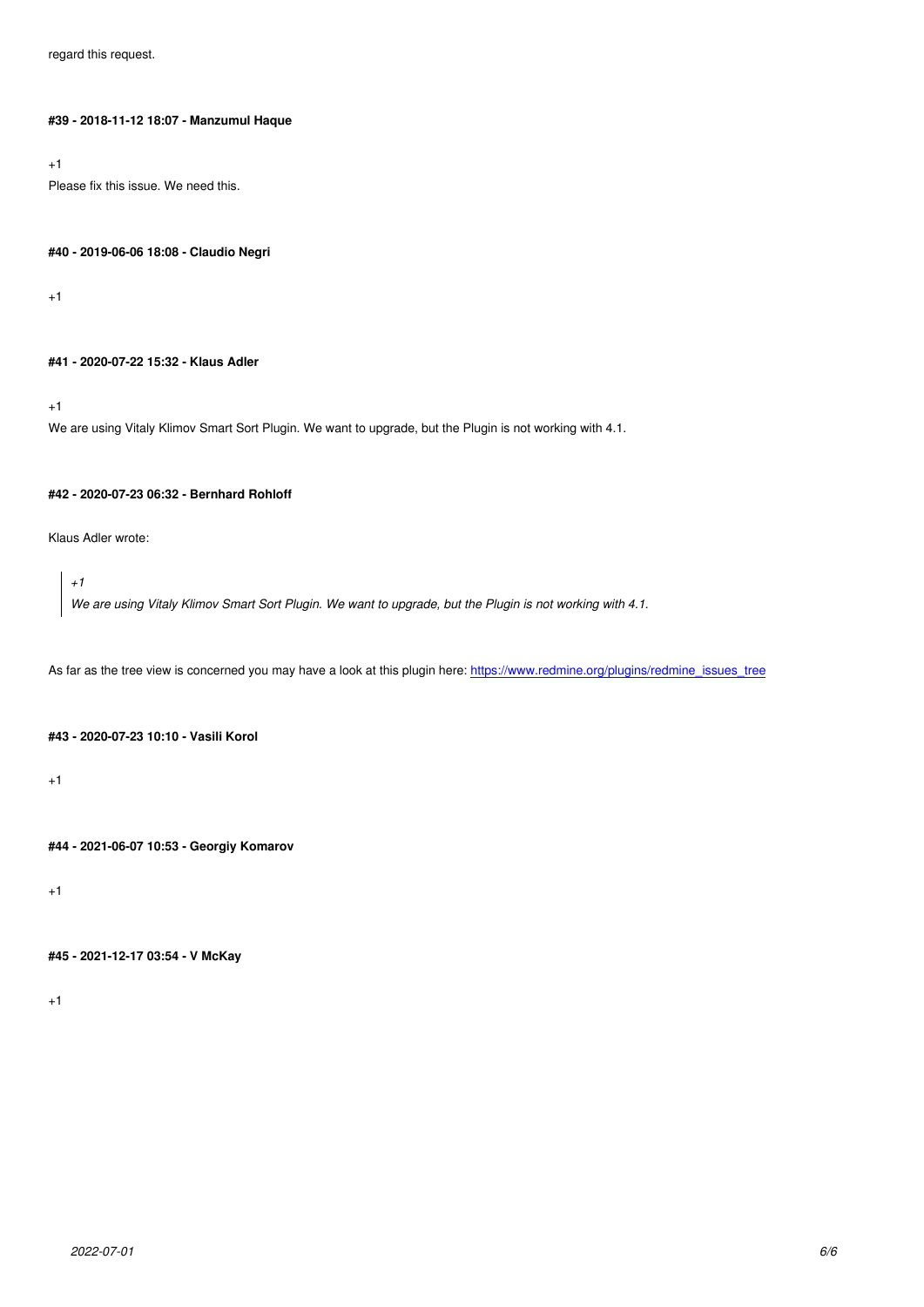regard this request.

#### #39 - 2018-11-12 18:07 - Manzumul Haque

+1

Please fix this issue. We need this.

#### #40 - 2019-06-06 18:08 - Claudio Negri

+1

#### #41 - 2020-07-22 15:32 - Klaus Adler

+1

We are using Vitaly Klimov Smart Sort Plugin. We want to upgrade, but the Plugin is not working with 4.1.

#### #42 - 2020-07-23 06:32 - Bernhard Rohloff

Klaus Adler wrote:

> *+1*
> *We are using Vitaly Klimov Smart Sort Plugin. We want to upgrade, but the Plugin is not working with 4.1.*

As far as the tree view is concerned you may have a look at this plugin here: [https://www.redmine.org/plugins/redmine_issues_tree](https://www.redmine.org/plugins/redmine_issues_tree)

#### #43 - 2020-07-23 10:10 - Vasili Korol

+1

#### #44 - 2021-06-07 10:53 - Georgiy Komarov

+1

#### #45 - 2021-12-17 03:54 - V McKay

+1